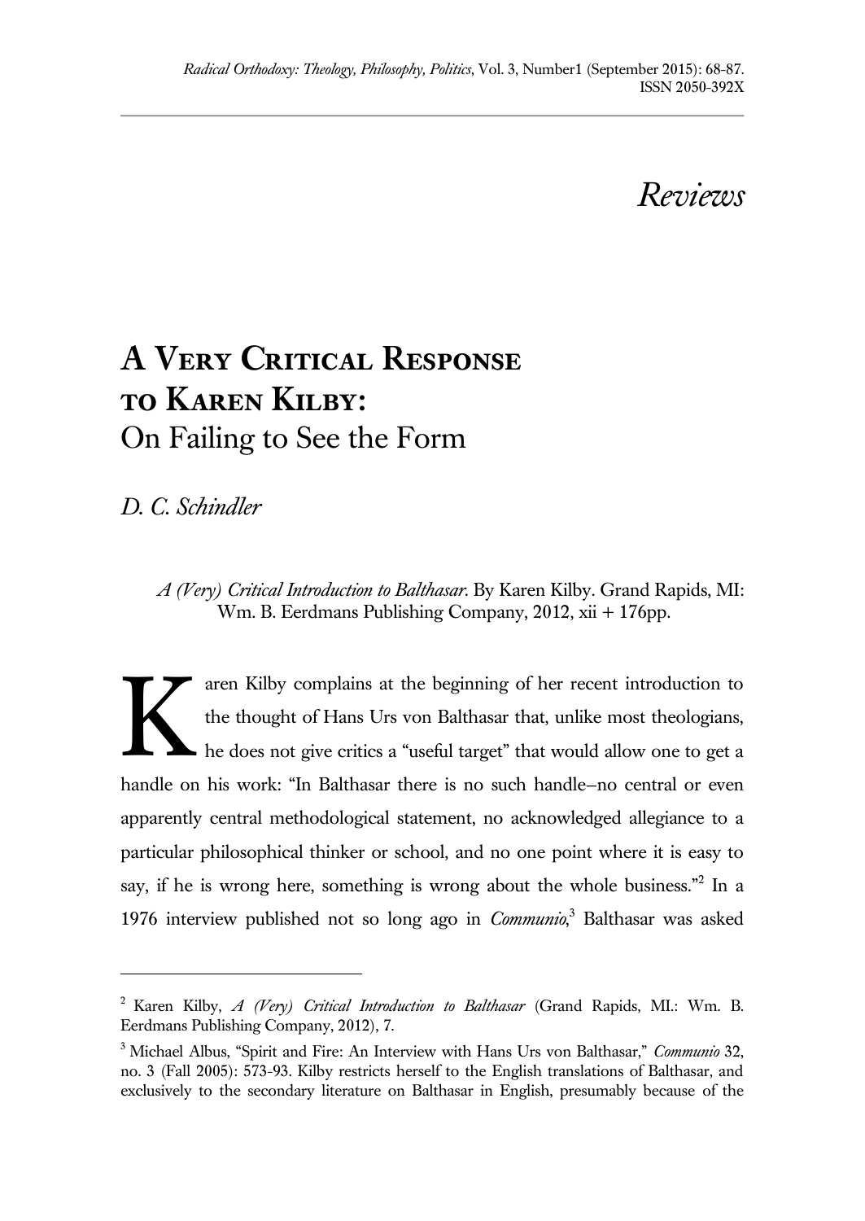# Reviews

## A Very Critical Response to Karen Kilby: On Failing to See the Form

*D. C. Schindler*

*A (Very) Critical Introduction to Balthasar*. By Karen Kilby. Grand Rapids, MI: Wm. B. Eerdmans Publishing Company, 2012, xii + 176pp.

Karen Kilby complains at the beginning of her recent introduction to the thought of Hans Urs von Balthasar that, unlike most theologians, he does not give critics a "useful target" that would allow one to get a handle on his work: "In Balthasar there is no such handle–no central or even apparently central methodological statement, no acknowledged allegiance to a particular philosophical thinker or school, and no one point where it is easy to say, if he is wrong here, something is wrong about the whole business."[2] In a 1976 interview published not so long ago in *Communio*,[3] Balthasar was asked

---

[2] Karen Kilby, *A (Very) Critical Introduction to Balthasar* (Grand Rapids, MI.: Wm. B. Eerdmans Publishing Company, 2012), 7.

[3] Michael Albus, "Spirit and Fire: An Interview with Hans Urs von Balthasar," *Communio* 32, no. 3 (Fall 2005): 573-93. Kilby restricts herself to the English translations of Balthasar, and exclusively to the secondary literature on Balthasar in English, presumably because of the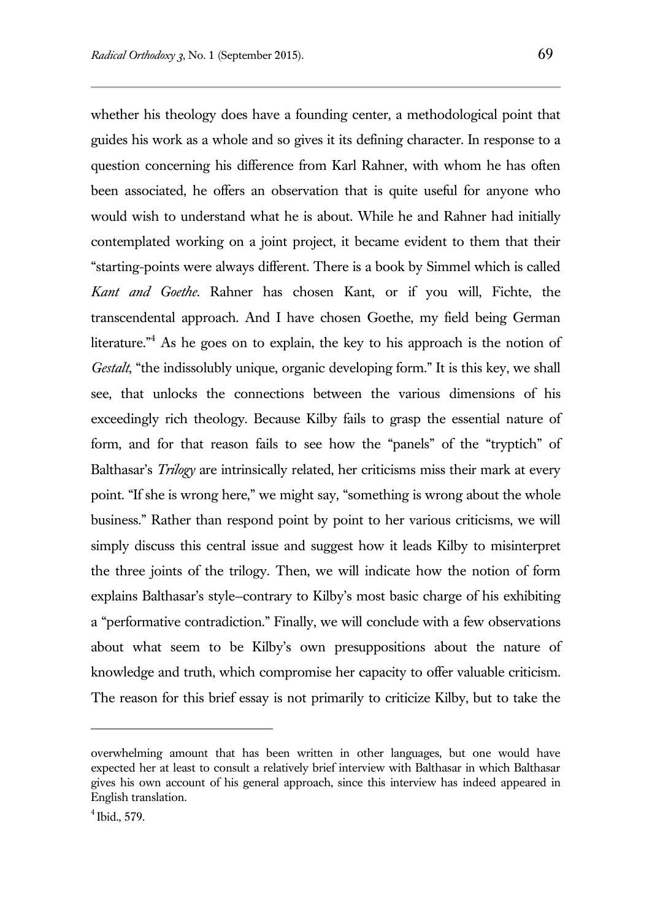whether his theology does have a founding center, a methodological point that guides his work as a whole and so gives it its defining character. In response to a question concerning his difference from Karl Rahner, with whom he has often been associated, he offers an observation that is quite useful for anyone who would wish to understand what he is about. While he and Rahner had initially contemplated working on a joint project, it became evident to them that their "starting-points were always different. There is a book by Simmel which is called *Kant and Goethe*. Rahner has chosen Kant, or if you will, Fichte, the transcendental approach. And I have chosen Goethe, my field being German literature."[4] As he goes on to explain, the key to his approach is the notion of *Gestalt*, "the indissolubly unique, organic developing form." It is this key, we shall see, that unlocks the connections between the various dimensions of his exceedingly rich theology. Because Kilby fails to grasp the essential nature of form, and for that reason fails to see how the "panels" of the "tryptich" of Balthasar's *Trilogy* are intrinsically related, her criticisms miss their mark at every point. "If she is wrong here," we might say, "something is wrong about the whole business." Rather than respond point by point to her various criticisms, we will simply discuss this central issue and suggest how it leads Kilby to misinterpret the three joints of the trilogy. Then, we will indicate how the notion of form explains Balthasar's style–contrary to Kilby's most basic charge of his exhibiting a "performative contradiction." Finally, we will conclude with a few observations about what seem to be Kilby's own presuppositions about the nature of knowledge and truth, which compromise her capacity to offer valuable criticism. The reason for this brief essay is not primarily to criticize Kilby, but to take the

---

overwhelming amount that has been written in other languages, but one would have expected her at least to consult a relatively brief interview with Balthasar in which Balthasar gives his own account of his general approach, since this interview has indeed appeared in English translation.

[4] Ibid., 579.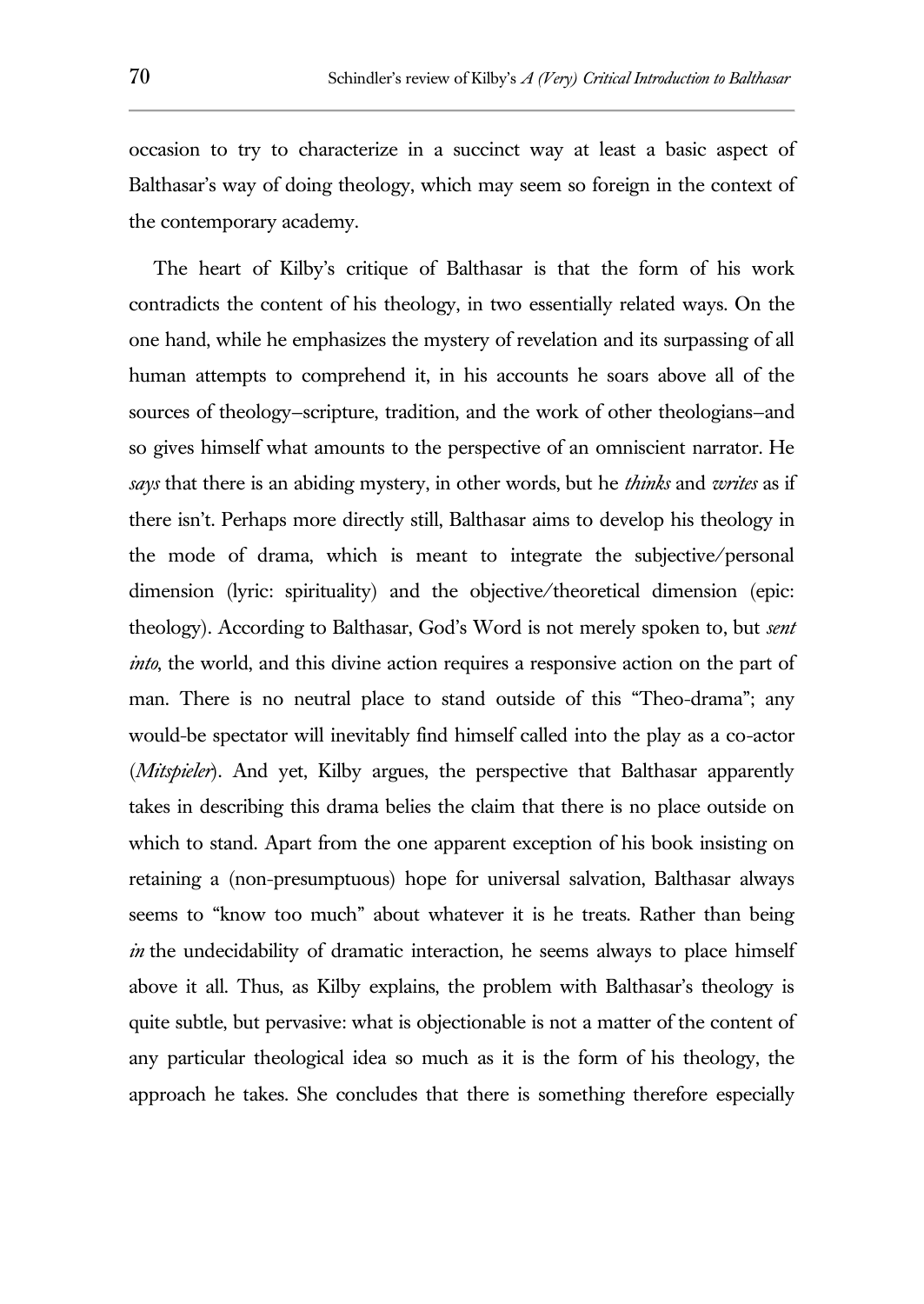occasion to try to characterize in a succinct way at least a basic aspect of Balthasar's way of doing theology, which may seem so foreign in the context of the contemporary academy.

The heart of Kilby's critique of Balthasar is that the form of his work contradicts the content of his theology, in two essentially related ways. On the one hand, while he emphasizes the mystery of revelation and its surpassing of all human attempts to comprehend it, in his accounts he soars above all of the sources of theology—scripture, tradition, and the work of other theologians—and so gives himself what amounts to the perspective of an omniscient narrator. He *says* that there is an abiding mystery, in other words, but he *thinks* and *writes* as if there isn't. Perhaps more directly still, Balthasar aims to develop his theology in the mode of drama, which is meant to integrate the subjective/personal dimension (lyric: spirituality) and the objective/theoretical dimension (epic: theology). According to Balthasar, God's Word is not merely spoken to, but *sent into*, the world, and this divine action requires a responsive action on the part of man. There is no neutral place to stand outside of this "Theo-drama"; any would-be spectator will inevitably find himself called into the play as a co-actor (*Mitspieler*). And yet, Kilby argues, the perspective that Balthasar apparently takes in describing this drama belies the claim that there is no place outside on which to stand. Apart from the one apparent exception of his book insisting on retaining a (non-presumptuous) hope for universal salvation, Balthasar always seems to "know too much" about whatever it is he treats. Rather than being *in* the undecidability of dramatic interaction, he seems always to place himself above it all. Thus, as Kilby explains, the problem with Balthasar's theology is quite subtle, but pervasive: what is objectionable is not a matter of the content of any particular theological idea so much as it is the form of his theology, the approach he takes. She concludes that there is something therefore especially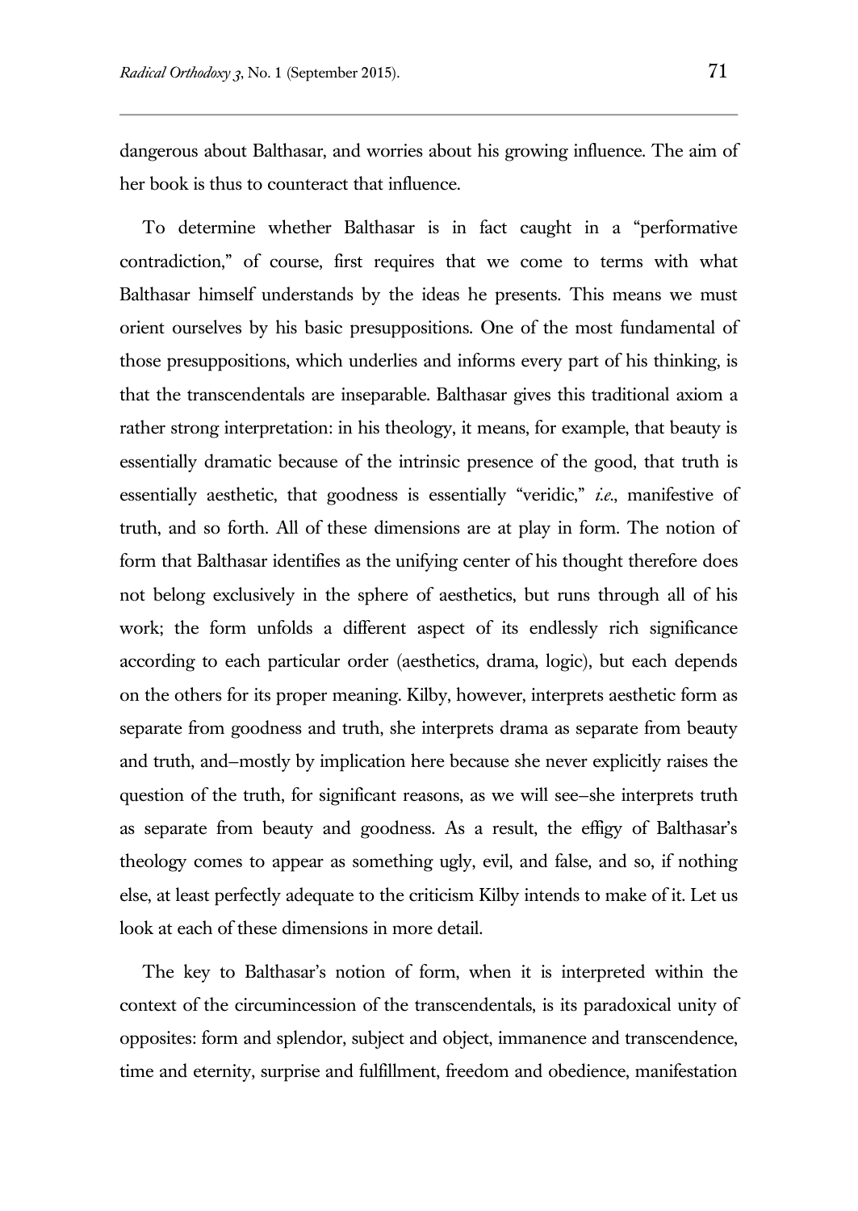dangerous about Balthasar, and worries about his growing influence. The aim of her book is thus to counteract that influence.

To determine whether Balthasar is in fact caught in a "performative contradiction," of course, first requires that we come to terms with what Balthasar himself understands by the ideas he presents. This means we must orient ourselves by his basic presuppositions. One of the most fundamental of those presuppositions, which underlies and informs every part of his thinking, is that the transcendentals are inseparable. Balthasar gives this traditional axiom a rather strong interpretation: in his theology, it means, for example, that beauty is essentially dramatic because of the intrinsic presence of the good, that truth is essentially aesthetic, that goodness is essentially "veridic," *i.e.*, manifestive of truth, and so forth. All of these dimensions are at play in form. The notion of form that Balthasar identifies as the unifying center of his thought therefore does not belong exclusively in the sphere of aesthetics, but runs through all of his work; the form unfolds a different aspect of its endlessly rich significance according to each particular order (aesthetics, drama, logic), but each depends on the others for its proper meaning. Kilby, however, interprets aesthetic form as separate from goodness and truth, she interprets drama as separate from beauty and truth, and—mostly by implication here because she never explicitly raises the question of the truth, for significant reasons, as we will see—she interprets truth as separate from beauty and goodness. As a result, the effigy of Balthasar's theology comes to appear as something ugly, evil, and false, and so, if nothing else, at least perfectly adequate to the criticism Kilby intends to make of it. Let us look at each of these dimensions in more detail.

The key to Balthasar's notion of form, when it is interpreted within the context of the circumincession of the transcendentals, is its paradoxical unity of opposites: form and splendor, subject and object, immanence and transcendence, time and eternity, surprise and fulfillment, freedom and obedience, manifestation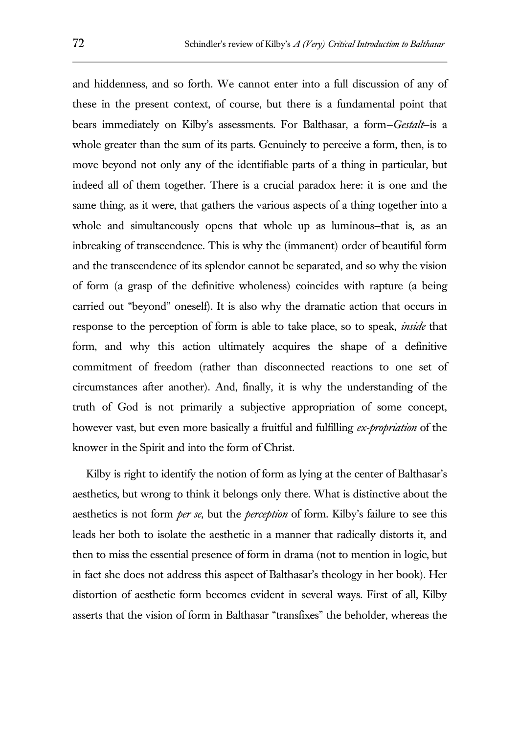and hiddenness, and so forth. We cannot enter into a full discussion of any of these in the present context, of course, but there is a fundamental point that bears immediately on Kilby's assessments. For Balthasar, a form—*Gestalt*—is a whole greater than the sum of its parts. Genuinely to perceive a form, then, is to move beyond not only any of the identifiable parts of a thing in particular, but indeed all of them together. There is a crucial paradox here: it is one and the same thing, as it were, that gathers the various aspects of a thing together into a whole and simultaneously opens that whole up as luminous—that is, as an inbreaking of transcendence. This is why the (immanent) order of beautiful form and the transcendence of its splendor cannot be separated, and so why the vision of form (a grasp of the definitive wholeness) coincides with rapture (a being carried out "beyond" oneself). It is also why the dramatic action that occurs in response to the perception of form is able to take place, so to speak, *inside* that form, and why this action ultimately acquires the shape of a definitive commitment of freedom (rather than disconnected reactions to one set of circumstances after another). And, finally, it is why the understanding of the truth of God is not primarily a subjective appropriation of some concept, however vast, but even more basically a fruitful and fulfilling *ex-propriation* of the knower in the Spirit and into the form of Christ.

Kilby is right to identify the notion of form as lying at the center of Balthasar's aesthetics, but wrong to think it belongs only there. What is distinctive about the aesthetics is not form *per se*, but the *perception* of form. Kilby's failure to see this leads her both to isolate the aesthetic in a manner that radically distorts it, and then to miss the essential presence of form in drama (not to mention in logic, but in fact she does not address this aspect of Balthasar's theology in her book). Her distortion of aesthetic form becomes evident in several ways. First of all, Kilby asserts that the vision of form in Balthasar "transfixes" the beholder, whereas the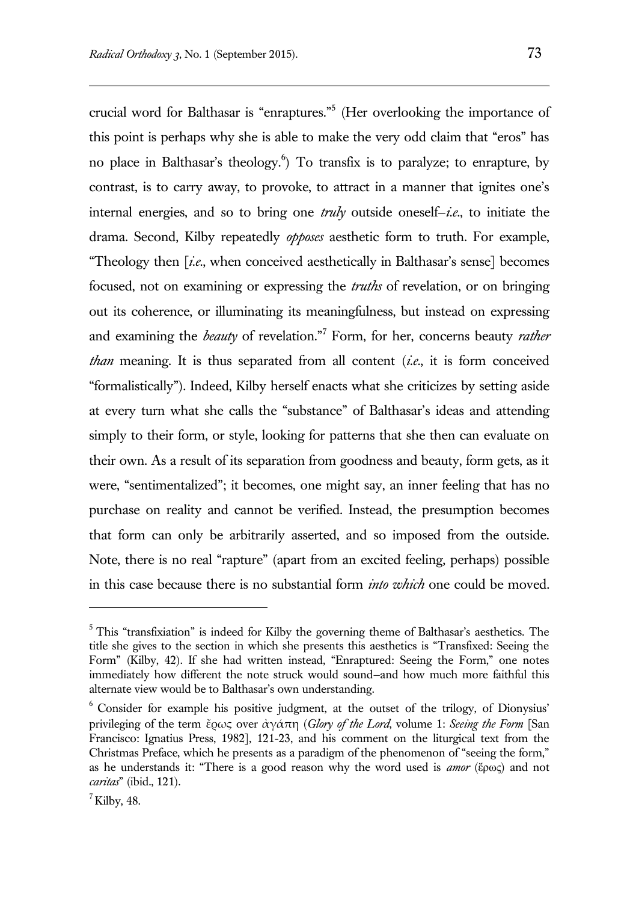crucial word for Balthasar is "enraptures."[5] (Her overlooking the importance of this point is perhaps why she is able to make the very odd claim that "eros" has no place in Balthasar's theology.[6]) To transfix is to paralyze; to enrapture, by contrast, is to carry away, to provoke, to attract in a manner that ignites one's internal energies, and so to bring one *truly* outside oneself—*i.e.*, to initiate the drama. Second, Kilby repeatedly *opposes* aesthetic form to truth. For example, "Theology then [*i.e.*, when conceived aesthetically in Balthasar's sense] becomes focused, not on examining or expressing the *truths* of revelation, or on bringing out its coherence, or illuminating its meaningfulness, but instead on expressing and examining the *beauty* of revelation."[7] Form, for her, concerns beauty *rather than* meaning. It is thus separated from all content (*i.e.*, it is form conceived "formalistically"). Indeed, Kilby herself enacts what she criticizes by setting aside at every turn what she calls the "substance" of Balthasar's ideas and attending simply to their form, or style, looking for patterns that she then can evaluate on their own. As a result of its separation from goodness and beauty, form gets, as it were, "sentimentalized"; it becomes, one might say, an inner feeling that has no purchase on reality and cannot be verified. Instead, the presumption becomes that form can only be arbitrarily asserted, and so imposed from the outside. Note, there is no real "rapture" (apart from an excited feeling, perhaps) possible in this case because there is no substantial form *into which* one could be moved.

---

[5] This "transfixiation" is indeed for Kilby the governing theme of Balthasar's aesthetics. The title she gives to the section in which she presents this aesthetics is "Transfixed: Seeing the Form" (Kilby, 42). If she had written instead, "Enraptured: Seeing the Form," one notes immediately how different the note struck would sound—and how much more faithful this alternate view would be to Balthasar's own understanding.

[6] Consider for example his positive judgment, at the outset of the trilogy, of Dionysius' privileging of the term ἔρως over ἀγάπη (*Glory of the Lord*, volume 1: *Seeing the Form* [San Francisco: Ignatius Press, 1982], 121-23, and his comment on the liturgical text from the Christmas Preface, which he presents as a paradigm of the phenomenon of "seeing the form," as he understands it: "There is a good reason why the word used is *amor* (ἔρως) and not *caritas*" (ibid., 121).

[7] Kilby, 48.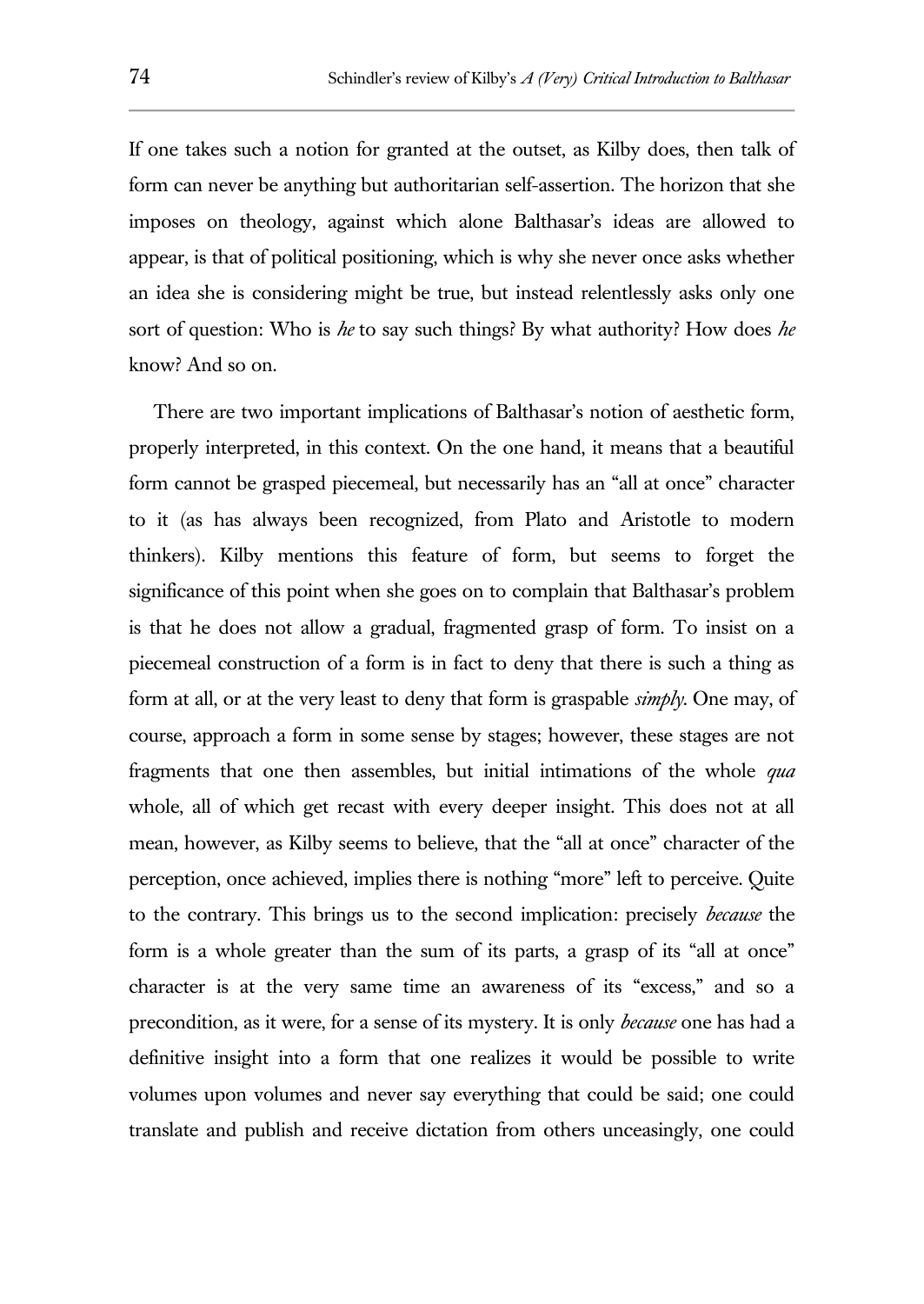If one takes such a notion for granted at the outset, as Kilby does, then talk of form can never be anything but authoritarian self-assertion. The horizon that she imposes on theology, against which alone Balthasar's ideas are allowed to appear, is that of political positioning, which is why she never once asks whether an idea she is considering might be true, but instead relentlessly asks only one sort of question: Who is *he* to say such things? By what authority? How does *he* know? And so on.

There are two important implications of Balthasar's notion of aesthetic form, properly interpreted, in this context. On the one hand, it means that a beautiful form cannot be grasped piecemeal, but necessarily has an "all at once" character to it (as has always been recognized, from Plato and Aristotle to modern thinkers). Kilby mentions this feature of form, but seems to forget the significance of this point when she goes on to complain that Balthasar's problem is that he does not allow a gradual, fragmented grasp of form. To insist on a piecemeal construction of a form is in fact to deny that there is such a thing as form at all, or at the very least to deny that form is graspable *simply*. One may, of course, approach a form in some sense by stages; however, these stages are not fragments that one then assembles, but initial intimations of the whole *qua* whole, all of which get recast with every deeper insight. This does not at all mean, however, as Kilby seems to believe, that the "all at once" character of the perception, once achieved, implies there is nothing "more" left to perceive. Quite to the contrary. This brings us to the second implication: precisely *because* the form is a whole greater than the sum of its parts, a grasp of its "all at once" character is at the very same time an awareness of its "excess," and so a precondition, as it were, for a sense of its mystery. It is only *because* one has had a definitive insight into a form that one realizes it would be possible to write volumes upon volumes and never say everything that could be said; one could translate and publish and receive dictation from others unceasingly, one could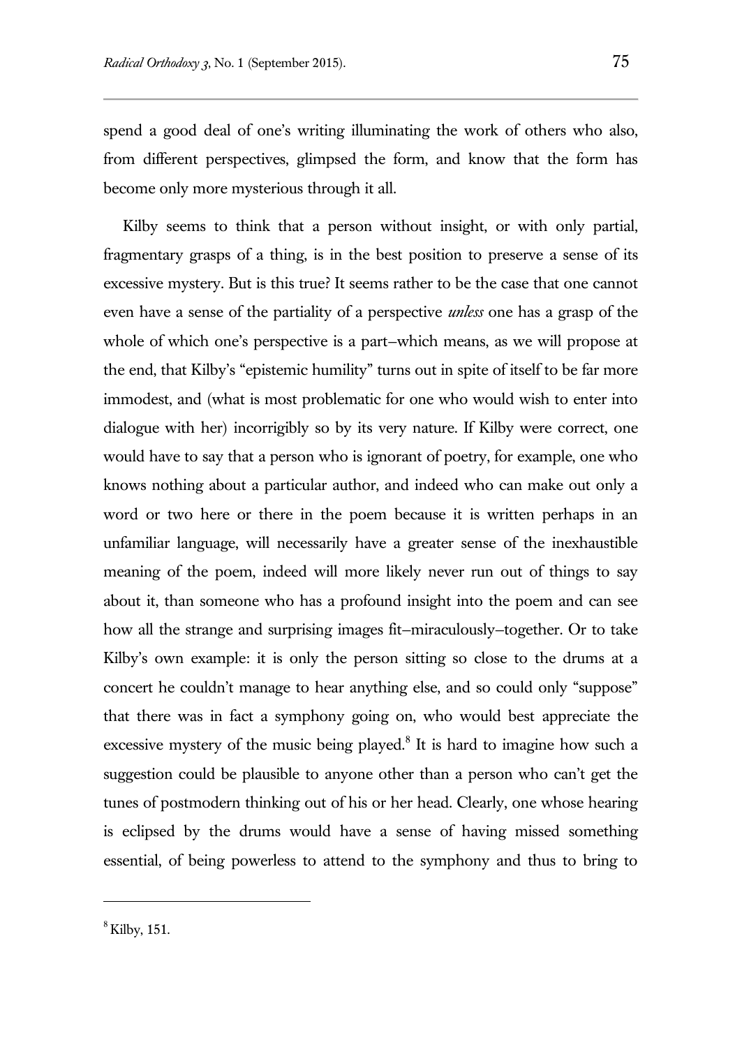spend a good deal of one's writing illuminating the work of others who also, from different perspectives, glimpsed the form, and know that the form has become only more mysterious through it all.

Kilby seems to think that a person without insight, or with only partial, fragmentary grasps of a thing, is in the best position to preserve a sense of its excessive mystery. But is this true? It seems rather to be the case that one cannot even have a sense of the partiality of a perspective *unless* one has a grasp of the whole of which one's perspective is a part—which means, as we will propose at the end, that Kilby's "epistemic humility" turns out in spite of itself to be far more immodest, and (what is most problematic for one who would wish to enter into dialogue with her) incorrigibly so by its very nature. If Kilby were correct, one would have to say that a person who is ignorant of poetry, for example, one who knows nothing about a particular author, and indeed who can make out only a word or two here or there in the poem because it is written perhaps in an unfamiliar language, will necessarily have a greater sense of the inexhaustible meaning of the poem, indeed will more likely never run out of things to say about it, than someone who has a profound insight into the poem and can see how all the strange and surprising images fit—miraculously—together. Or to take Kilby's own example: it is only the person sitting so close to the drums at a concert he couldn't manage to hear anything else, and so could only "suppose" that there was in fact a symphony going on, who would best appreciate the excessive mystery of the music being played.[8] It is hard to imagine how such a suggestion could be plausible to anyone other than a person who can't get the tunes of postmodern thinking out of his or her head. Clearly, one whose hearing is eclipsed by the drums would have a sense of having missed something essential, of being powerless to attend to the symphony and thus to bring to

[8] Kilby, 151.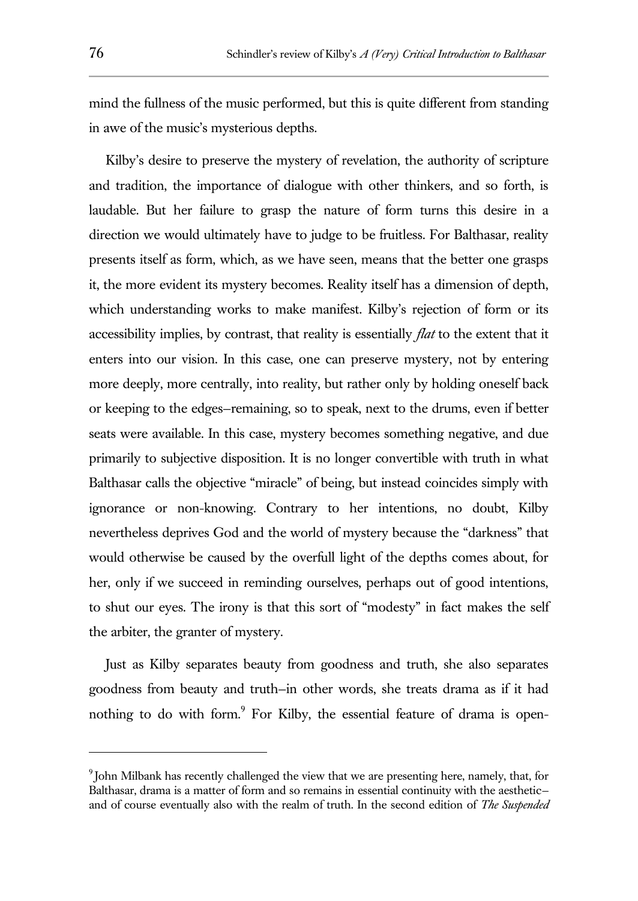mind the fullness of the music performed, but this is quite different from standing in awe of the music's mysterious depths.

Kilby's desire to preserve the mystery of revelation, the authority of scripture and tradition, the importance of dialogue with other thinkers, and so forth, is laudable. But her failure to grasp the nature of form turns this desire in a direction we would ultimately have to judge to be fruitless. For Balthasar, reality presents itself as form, which, as we have seen, means that the better one grasps it, the more evident its mystery becomes. Reality itself has a dimension of depth, which understanding works to make manifest. Kilby's rejection of form or its accessibility implies, by contrast, that reality is essentially *flat* to the extent that it enters into our vision. In this case, one can preserve mystery, not by entering more deeply, more centrally, into reality, but rather only by holding oneself back or keeping to the edges–remaining, so to speak, next to the drums, even if better seats were available. In this case, mystery becomes something negative, and due primarily to subjective disposition. It is no longer convertible with truth in what Balthasar calls the objective "miracle" of being, but instead coincides simply with ignorance or non-knowing. Contrary to her intentions, no doubt, Kilby nevertheless deprives God and the world of mystery because the "darkness" that would otherwise be caused by the overfull light of the depths comes about, for her, only if we succeed in reminding ourselves, perhaps out of good intentions, to shut our eyes. The irony is that this sort of "modesty" in fact makes the self the arbiter, the granter of mystery.

Just as Kilby separates beauty from goodness and truth, she also separates goodness from beauty and truth–in other words, she treats drama as if it had nothing to do with form.[9] For Kilby, the essential feature of drama is open-

---

[9] John Milbank has recently challenged the view that we are presenting here, namely, that, for Balthasar, drama is a matter of form and so remains in essential continuity with the aesthetic–and of course eventually also with the realm of truth. In the second edition of *The Suspended*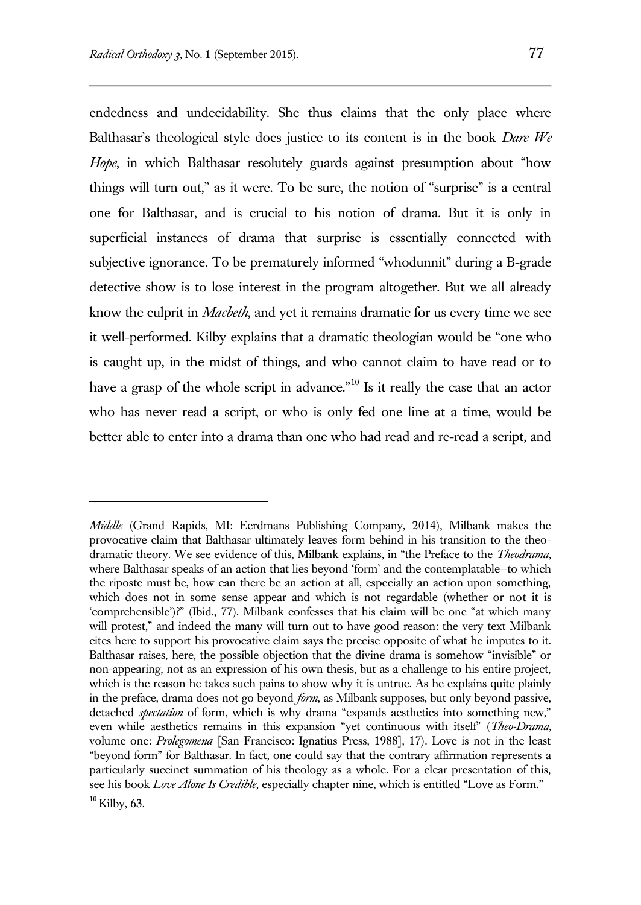endedness and undecidability. She thus claims that the only place where Balthasar's theological style does justice to its content is in the book *Dare We Hope*, in which Balthasar resolutely guards against presumption about "how things will turn out," as it were. To be sure, the notion of "surprise" is a central one for Balthasar, and is crucial to his notion of drama. But it is only in superficial instances of drama that surprise is essentially connected with subjective ignorance. To be prematurely informed "whodunnit" during a B-grade detective show is to lose interest in the program altogether. But we all already know the culprit in *Macbeth*, and yet it remains dramatic for us every time we see it well-performed. Kilby explains that a dramatic theologian would be "one who is caught up, in the midst of things, and who cannot claim to have read or to have a grasp of the whole script in advance."[10] Is it really the case that an actor who has never read a script, or who is only fed one line at a time, would be better able to enter into a drama than one who had read and re-read a script, and

---

*Middle* (Grand Rapids, MI: Eerdmans Publishing Company, 2014), Milbank makes the provocative claim that Balthasar ultimately leaves form behind in his transition to the theo-dramatic theory. We see evidence of this, Milbank explains, in "the Preface to the *Theodrama*, where Balthasar speaks of an action that lies beyond 'form' and the contemplatable—to which the riposte must be, how can there be an action at all, especially an action upon something, which does not in some sense appear and which is not regardable (whether or not it is 'comprehensible')?" (Ibid., 77). Milbank confesses that his claim will be one "at which many will protest," and indeed the many will turn out to have good reason: the very text Milbank cites here to support his provocative claim says the precise opposite of what he imputes to it. Balthasar raises, here, the possible objection that the divine drama is somehow "invisible" or non-appearing, not as an expression of his own thesis, but as a challenge to his entire project, which is the reason he takes such pains to show why it is untrue. As he explains quite plainly in the preface, drama does not go beyond *form*, as Milbank supposes, but only beyond passive, detached *spectation* of form, which is why drama "expands aesthetics into something new," even while aesthetics remains in this expansion "yet continuous with itself" (*Theo-Drama*, volume one: *Prolegomena* [San Francisco: Ignatius Press, 1988], 17). Love is not in the least "beyond form" for Balthasar. In fact, one could say that the contrary affirmation represents a particularly succinct summation of his theology as a whole. For a clear presentation of this, see his book *Love Alone Is Credible*, especially chapter nine, which is entitled "Love as Form."

[10] Kilby, 63.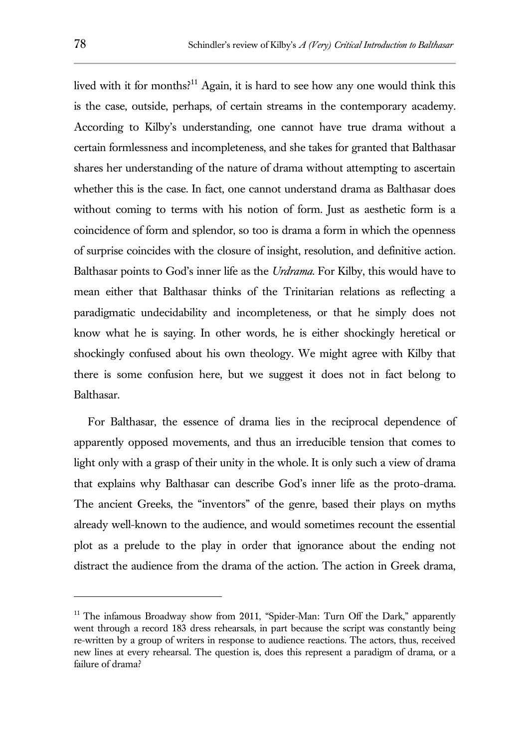lived with it for months?[11] Again, it is hard to see how any one would think this is the case, outside, perhaps, of certain streams in the contemporary academy. According to Kilby's understanding, one cannot have true drama without a certain formlessness and incompleteness, and she takes for granted that Balthasar shares her understanding of the nature of drama without attempting to ascertain whether this is the case. In fact, one cannot understand drama as Balthasar does without coming to terms with his notion of form. Just as aesthetic form is a coincidence of form and splendor, so too is drama a form in which the openness of surprise coincides with the closure of insight, resolution, and definitive action. Balthasar points to God's inner life as the *Urdrama*. For Kilby, this would have to mean either that Balthasar thinks of the Trinitarian relations as reflecting a paradigmatic undecidability and incompleteness, or that he simply does not know what he is saying. In other words, he is either shockingly heretical or shockingly confused about his own theology. We might agree with Kilby that there is some confusion here, but we suggest it does not in fact belong to Balthasar.

For Balthasar, the essence of drama lies in the reciprocal dependence of apparently opposed movements, and thus an irreducible tension that comes to light only with a grasp of their unity in the whole. It is only such a view of drama that explains why Balthasar can describe God's inner life as the proto-drama. The ancient Greeks, the "inventors" of the genre, based their plays on myths already well-known to the audience, and would sometimes recount the essential plot as a prelude to the play in order that ignorance about the ending not distract the audience from the drama of the action. The action in Greek drama,

---

[11] The infamous Broadway show from 2011, "Spider-Man: Turn Off the Dark," apparently went through a record 183 dress rehearsals, in part because the script was constantly being re-written by a group of writers in response to audience reactions. The actors, thus, received new lines at every rehearsal. The question is, does this represent a paradigm of drama, or a failure of drama?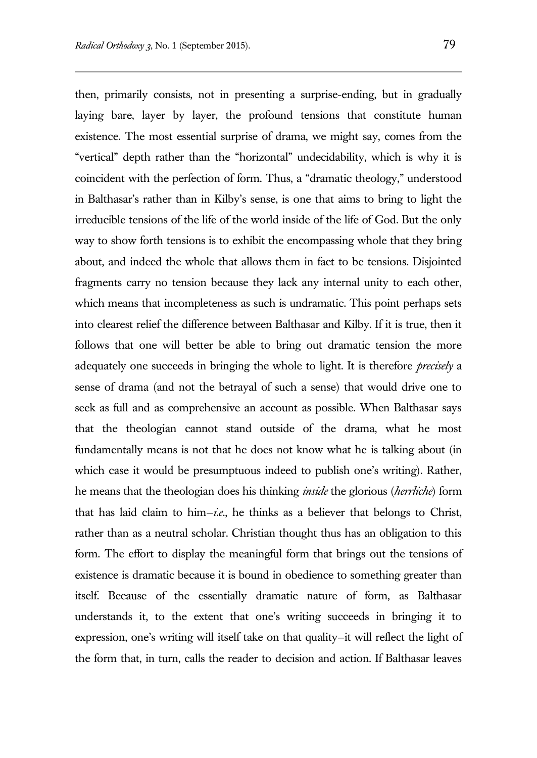then, primarily consists, not in presenting a surprise-ending, but in gradually laying bare, layer by layer, the profound tensions that constitute human existence. The most essential surprise of drama, we might say, comes from the "vertical" depth rather than the "horizontal" undecidability, which is why it is coincident with the perfection of form. Thus, a "dramatic theology," understood in Balthasar's rather than in Kilby's sense, is one that aims to bring to light the irreducible tensions of the life of the world inside of the life of God. But the only way to show forth tensions is to exhibit the encompassing whole that they bring about, and indeed the whole that allows them in fact to be tensions. Disjointed fragments carry no tension because they lack any internal unity to each other, which means that incompleteness as such is undramatic. This point perhaps sets into clearest relief the difference between Balthasar and Kilby. If it is true, then it follows that one will better be able to bring out dramatic tension the more adequately one succeeds in bringing the whole to light. It is therefore *precisely* a sense of drama (and not the betrayal of such a sense) that would drive one to seek as full and as comprehensive an account as possible. When Balthasar says that the theologian cannot stand outside of the drama, what he most fundamentally means is not that he does not know what he is talking about (in which case it would be presumptuous indeed to publish one's writing). Rather, he means that the theologian does his thinking *inside* the glorious (*herrliche*) form that has laid claim to him—*i.e.*, he thinks as a believer that belongs to Christ, rather than as a neutral scholar. Christian thought thus has an obligation to this form. The effort to display the meaningful form that brings out the tensions of existence is dramatic because it is bound in obedience to something greater than itself. Because of the essentially dramatic nature of form, as Balthasar understands it, to the extent that one's writing succeeds in bringing it to expression, one's writing will itself take on that quality—it will reflect the light of the form that, in turn, calls the reader to decision and action. If Balthasar leaves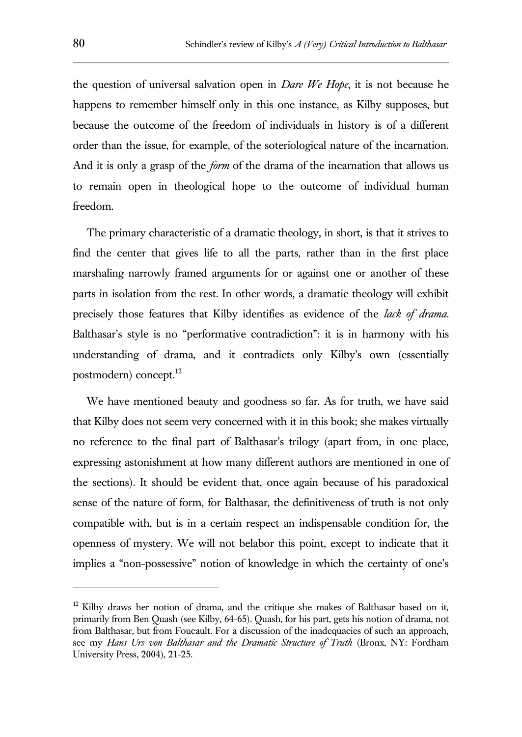the question of universal salvation open in *Dare We Hope*, it is not because he happens to remember himself only in this one instance, as Kilby supposes, but because the outcome of the freedom of individuals in history is of a different order than the issue, for example, of the soteriological nature of the incarnation. And it is only a grasp of the *form* of the drama of the incarnation that allows us to remain open in theological hope to the outcome of individual human freedom.

The primary characteristic of a dramatic theology, in short, is that it strives to find the center that gives life to all the parts, rather than in the first place marshaling narrowly framed arguments for or against one or another of these parts in isolation from the rest. In other words, a dramatic theology will exhibit precisely those features that Kilby identifies as evidence of the *lack of drama*. Balthasar's style is no "performative contradiction": it is in harmony with his understanding of drama, and it contradicts only Kilby's own (essentially postmodern) concept.[12]

We have mentioned beauty and goodness so far. As for truth, we have said that Kilby does not seem very concerned with it in this book; she makes virtually no reference to the final part of Balthasar's trilogy (apart from, in one place, expressing astonishment at how many different authors are mentioned in one of the sections). It should be evident that, once again because of his paradoxical sense of the nature of form, for Balthasar, the definitiveness of truth is not only compatible with, but is in a certain respect an indispensable condition for, the openness of mystery. We will not belabor this point, except to indicate that it implies a "non-possessive" notion of knowledge in which the certainty of one's

---

[12] Kilby draws her notion of drama, and the critique she makes of Balthasar based on it, primarily from Ben Quash (see Kilby, 64-65). Quash, for his part, gets his notion of drama, not from Balthasar, but from Foucault. For a discussion of the inadequacies of such an approach, see my *Hans Urs von Balthasar and the Dramatic Structure of Truth* (Bronx, NY: Fordham University Press, 2004), 21-25.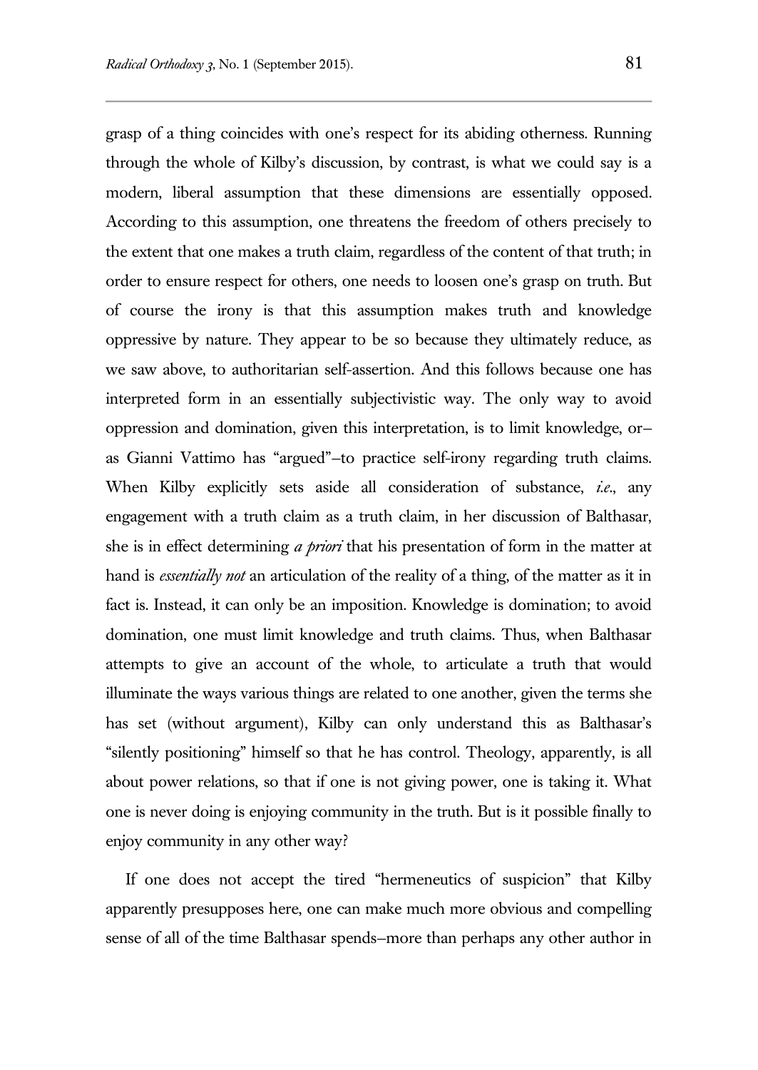grasp of a thing coincides with one's respect for its abiding otherness. Running through the whole of Kilby's discussion, by contrast, is what we could say is a modern, liberal assumption that these dimensions are essentially opposed. According to this assumption, one threatens the freedom of others precisely to the extent that one makes a truth claim, regardless of the content of that truth; in order to ensure respect for others, one needs to loosen one's grasp on truth. But of course the irony is that this assumption makes truth and knowledge oppressive by nature. They appear to be so because they ultimately reduce, as we saw above, to authoritarian self-assertion. And this follows because one has interpreted form in an essentially subjectivistic way. The only way to avoid oppression and domination, given this interpretation, is to limit knowledge, or–as Gianni Vattimo has "argued"–to practice self-irony regarding truth claims. When Kilby explicitly sets aside all consideration of substance, *i.e.*, any engagement with a truth claim as a truth claim, in her discussion of Balthasar, she is in effect determining *a priori* that his presentation of form in the matter at hand is *essentially not* an articulation of the reality of a thing, of the matter as it in fact is. Instead, it can only be an imposition. Knowledge is domination; to avoid domination, one must limit knowledge and truth claims. Thus, when Balthasar attempts to give an account of the whole, to articulate a truth that would illuminate the ways various things are related to one another, given the terms she has set (without argument), Kilby can only understand this as Balthasar's "silently positioning" himself so that he has control. Theology, apparently, is all about power relations, so that if one is not giving power, one is taking it. What one is never doing is enjoying community in the truth. But is it possible finally to enjoy community in any other way?

If one does not accept the tired "hermeneutics of suspicion" that Kilby apparently presupposes here, one can make much more obvious and compelling sense of all of the time Balthasar spends–more than perhaps any other author in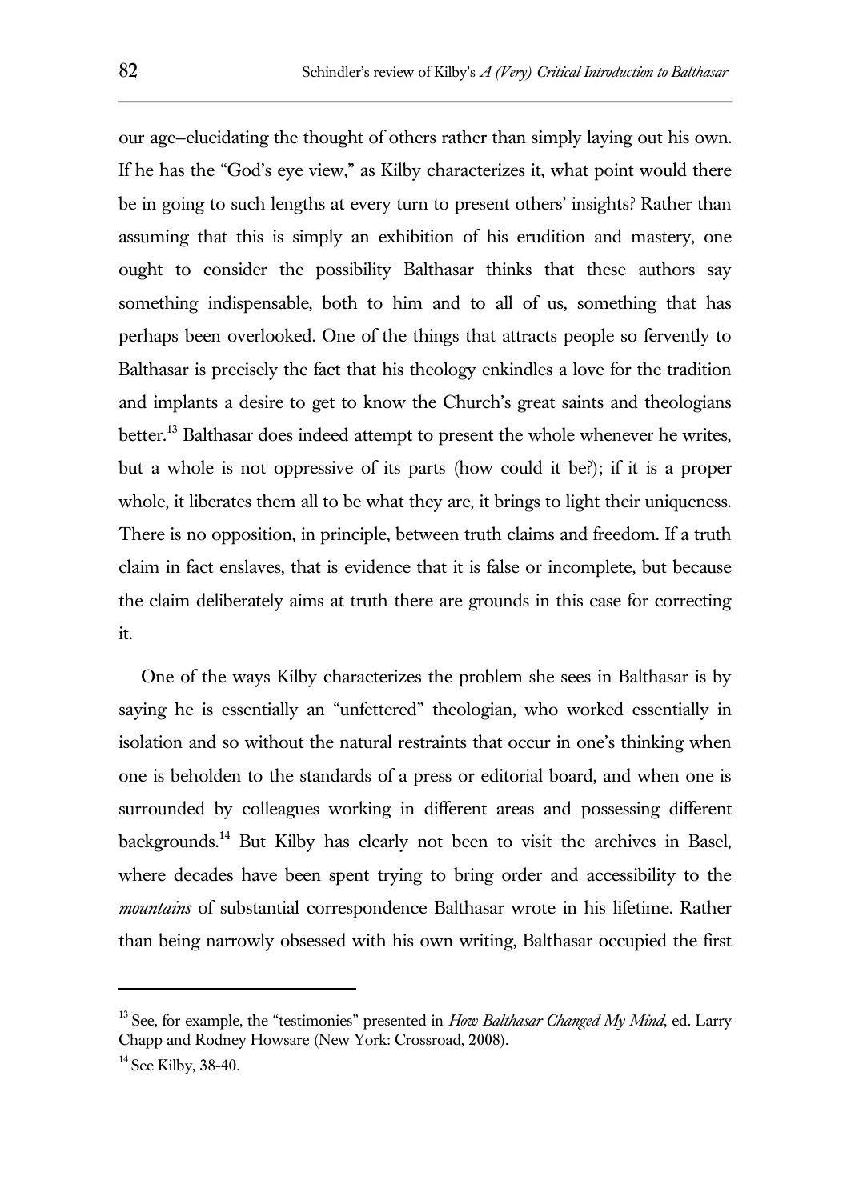our age–elucidating the thought of others rather than simply laying out his own. If he has the "God's eye view," as Kilby characterizes it, what point would there be in going to such lengths at every turn to present others' insights? Rather than assuming that this is simply an exhibition of his erudition and mastery, one ought to consider the possibility Balthasar thinks that these authors say something indispensable, both to him and to all of us, something that has perhaps been overlooked. One of the things that attracts people so fervently to Balthasar is precisely the fact that his theology enkindles a love for the tradition and implants a desire to get to know the Church's great saints and theologians better.[13] Balthasar does indeed attempt to present the whole whenever he writes, but a whole is not oppressive of its parts (how could it be?); if it is a proper whole, it liberates them all to be what they are, it brings to light their uniqueness. There is no opposition, in principle, between truth claims and freedom. If a truth claim in fact enslaves, that is evidence that it is false or incomplete, but because the claim deliberately aims at truth there are grounds in this case for correcting it.

One of the ways Kilby characterizes the problem she sees in Balthasar is by saying he is essentially an "unfettered" theologian, who worked essentially in isolation and so without the natural restraints that occur in one's thinking when one is beholden to the standards of a press or editorial board, and when one is surrounded by colleagues working in different areas and possessing different backgrounds.[14] But Kilby has clearly not been to visit the archives in Basel, where decades have been spent trying to bring order and accessibility to the *mountains* of substantial correspondence Balthasar wrote in his lifetime. Rather than being narrowly obsessed with his own writing, Balthasar occupied the first

---

[13] See, for example, the "testimonies" presented in *How Balthasar Changed My Mind*, ed. Larry Chapp and Rodney Howsare (New York: Crossroad, 2008).

[14] See Kilby, 38-40.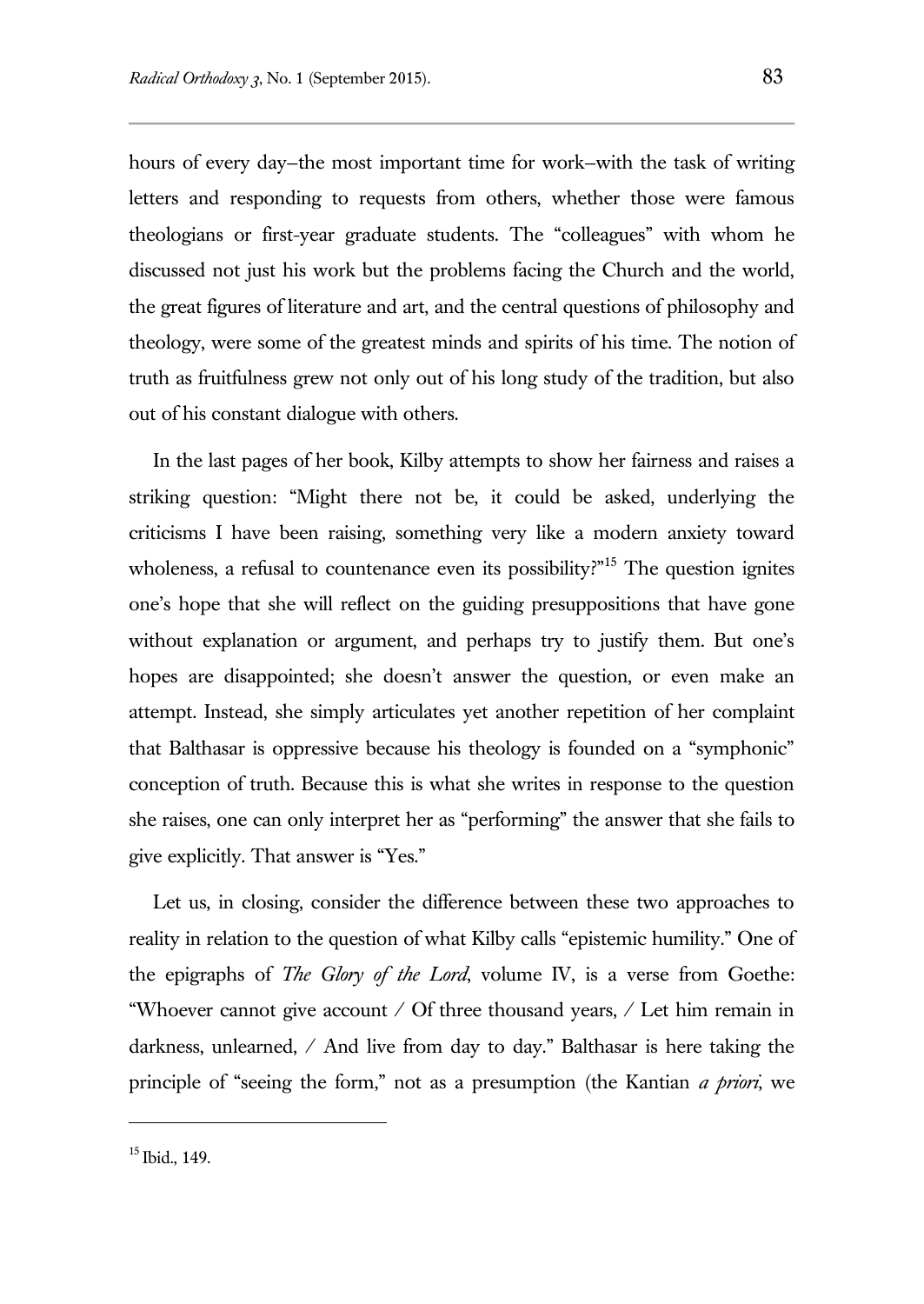hours of every day–the most important time for work–with the task of writing letters and responding to requests from others, whether those were famous theologians or first-year graduate students. The "colleagues" with whom he discussed not just his work but the problems facing the Church and the world, the great figures of literature and art, and the central questions of philosophy and theology, were some of the greatest minds and spirits of his time. The notion of truth as fruitfulness grew not only out of his long study of the tradition, but also out of his constant dialogue with others.

In the last pages of her book, Kilby attempts to show her fairness and raises a striking question: "Might there not be, it could be asked, underlying the criticisms I have been raising, something very like a modern anxiety toward wholeness, a refusal to countenance even its possibility?"[15] The question ignites one's hope that she will reflect on the guiding presuppositions that have gone without explanation or argument, and perhaps try to justify them. But one's hopes are disappointed; she doesn't answer the question, or even make an attempt. Instead, she simply articulates yet another repetition of her complaint that Balthasar is oppressive because his theology is founded on a "symphonic" conception of truth. Because this is what she writes in response to the question she raises, one can only interpret her as "performing" the answer that she fails to give explicitly. That answer is "Yes."

Let us, in closing, consider the difference between these two approaches to reality in relation to the question of what Kilby calls "epistemic humility." One of the epigraphs of *The Glory of the Lord*, volume IV, is a verse from Goethe: "Whoever cannot give account / Of three thousand years, / Let him remain in darkness, unlearned, / And live from day to day." Balthasar is here taking the principle of "seeing the form," not as a presumption (the Kantian *a priori*, we

---

[15] Ibid., 149.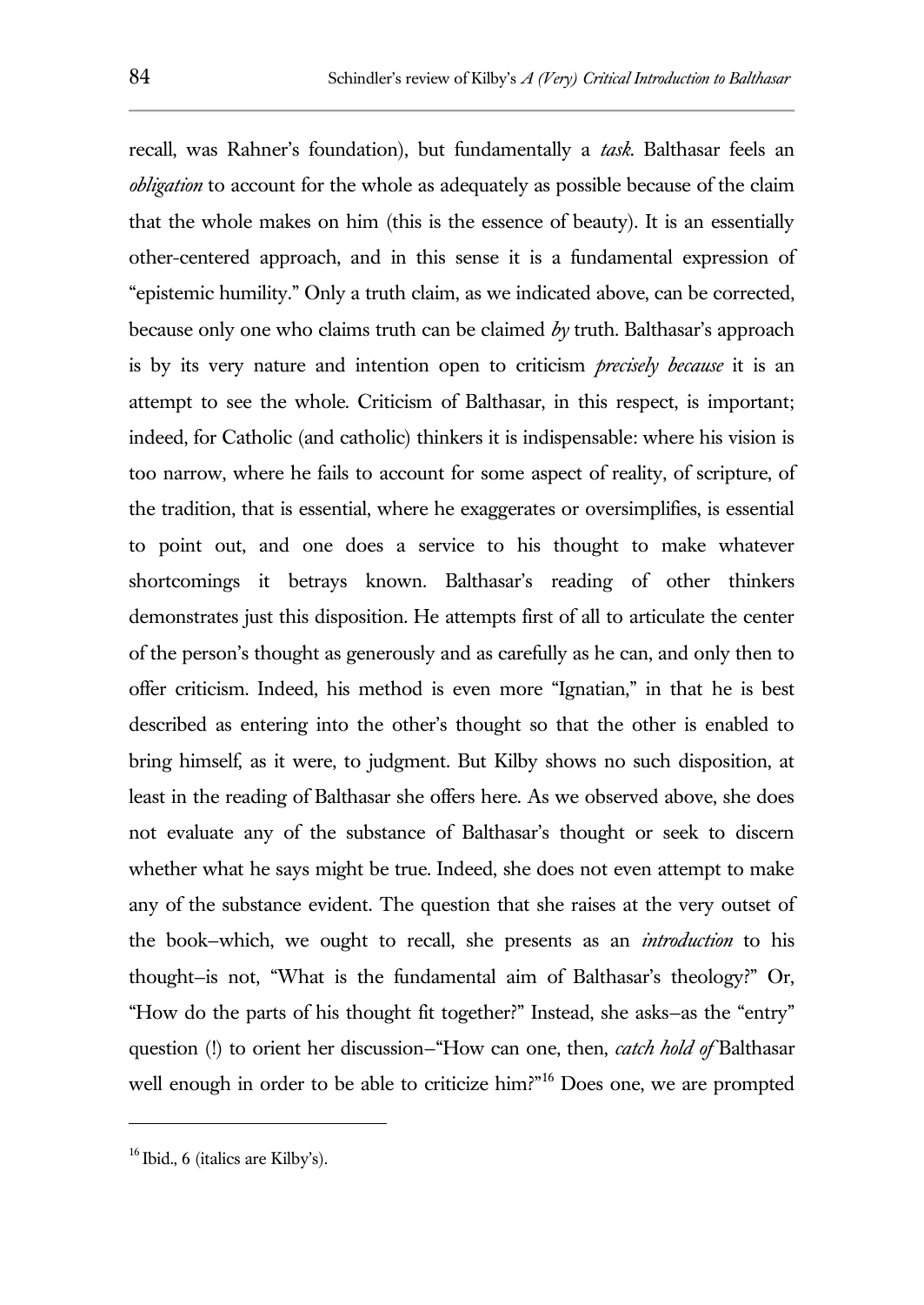recall, was Rahner's foundation), but fundamentally a *task*. Balthasar feels an *obligation* to account for the whole as adequately as possible because of the claim that the whole makes on him (this is the essence of beauty). It is an essentially other-centered approach, and in this sense it is a fundamental expression of "epistemic humility." Only a truth claim, as we indicated above, can be corrected, because only one who claims truth can be claimed *by* truth. Balthasar's approach is by its very nature and intention open to criticism *precisely because* it is an attempt to see the whole. Criticism of Balthasar, in this respect, is important; indeed, for Catholic (and catholic) thinkers it is indispensable: where his vision is too narrow, where he fails to account for some aspect of reality, of scripture, of the tradition, that is essential, where he exaggerates or oversimplifies, is essential to point out, and one does a service to his thought to make whatever shortcomings it betrays known. Balthasar's reading of other thinkers demonstrates just this disposition. He attempts first of all to articulate the center of the person's thought as generously and as carefully as he can, and only then to offer criticism. Indeed, his method is even more "Ignatian," in that he is best described as entering into the other's thought so that the other is enabled to bring himself, as it were, to judgment. But Kilby shows no such disposition, at least in the reading of Balthasar she offers here. As we observed above, she does not evaluate any of the substance of Balthasar's thought or seek to discern whether what he says might be true. Indeed, she does not even attempt to make any of the substance evident. The question that she raises at the very outset of the book—which, we ought to recall, she presents as an *introduction* to his thought—is not, "What is the fundamental aim of Balthasar's theology?" Or, "How do the parts of his thought fit together?" Instead, she asks—as the "entry" question (!) to orient her discussion—"How can one, then, *catch hold of* Balthasar well enough in order to be able to criticize him?"[16] Does one, we are prompted

---

[16] Ibid., 6 (italics are Kilby's).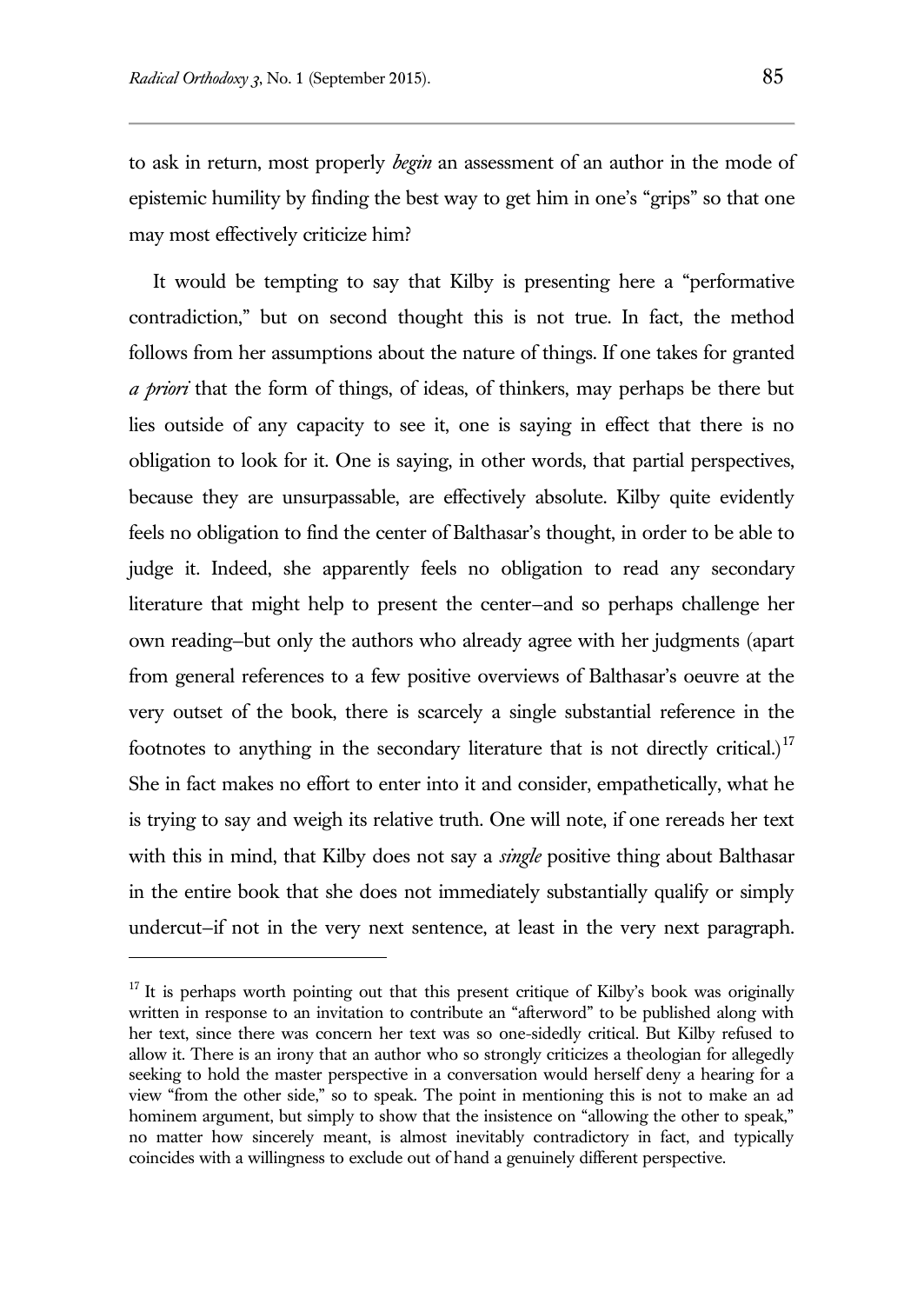to ask in return, most properly *begin* an assessment of an author in the mode of epistemic humility by finding the best way to get him in one's "grips" so that one may most effectively criticize him?

It would be tempting to say that Kilby is presenting here a "performative contradiction," but on second thought this is not true. In fact, the method follows from her assumptions about the nature of things. If one takes for granted *a priori* that the form of things, of ideas, of thinkers, may perhaps be there but lies outside of any capacity to see it, one is saying in effect that there is no obligation to look for it. One is saying, in other words, that partial perspectives, because they are unsurpassable, are effectively absolute. Kilby quite evidently feels no obligation to find the center of Balthasar's thought, in order to be able to judge it. Indeed, she apparently feels no obligation to read any secondary literature that might help to present the center—and so perhaps challenge her own reading—but only the authors who already agree with her judgments (apart from general references to a few positive overviews of Balthasar's oeuvre at the very outset of the book, there is scarcely a single substantial reference in the footnotes to anything in the secondary literature that is not directly critical.)[17] She in fact makes no effort to enter into it and consider, empathetically, what he is trying to say and weigh its relative truth. One will note, if one rereads her text with this in mind, that Kilby does not say a *single* positive thing about Balthasar in the entire book that she does not immediately substantially qualify or simply undercut—if not in the very next sentence, at least in the very next paragraph.

[17] It is perhaps worth pointing out that this present critique of Kilby's book was originally written in response to an invitation to contribute an "afterword" to be published along with her text, since there was concern her text was so one-sidedly critical. But Kilby refused to allow it. There is an irony that an author who so strongly criticizes a theologian for allegedly seeking to hold the master perspective in a conversation would herself deny a hearing for a view "from the other side," so to speak. The point in mentioning this is not to make an ad hominem argument, but simply to show that the insistence on "allowing the other to speak," no matter how sincerely meant, is almost inevitably contradictory in fact, and typically coincides with a willingness to exclude out of hand a genuinely different perspective.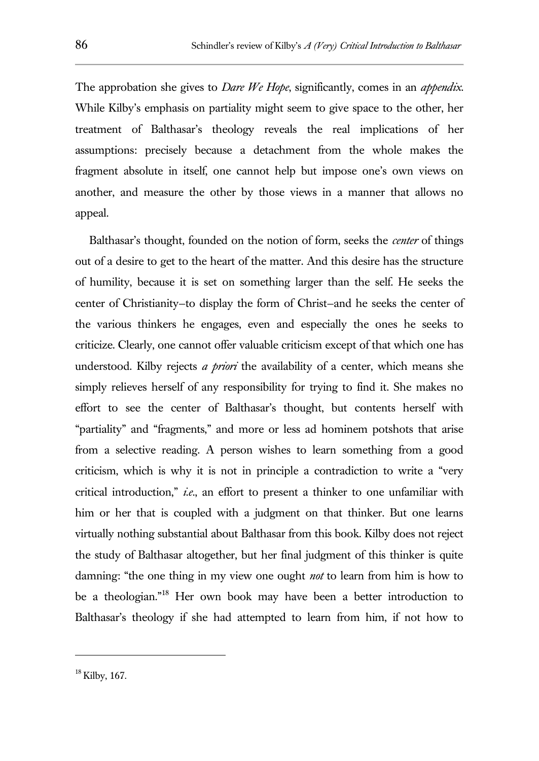The approbation she gives to *Dare We Hope*, significantly, comes in an *appendix*. While Kilby's emphasis on partiality might seem to give space to the other, her treatment of Balthasar's theology reveals the real implications of her assumptions: precisely because a detachment from the whole makes the fragment absolute in itself, one cannot help but impose one's own views on another, and measure the other by those views in a manner that allows no appeal.

Balthasar's thought, founded on the notion of form, seeks the *center* of things out of a desire to get to the heart of the matter. And this desire has the structure of humility, because it is set on something larger than the self. He seeks the center of Christianity—to display the form of Christ—and he seeks the center of the various thinkers he engages, even and especially the ones he seeks to criticize. Clearly, one cannot offer valuable criticism except of that which one has understood. Kilby rejects *a priori* the availability of a center, which means she simply relieves herself of any responsibility for trying to find it. She makes no effort to see the center of Balthasar's thought, but contents herself with "partiality" and "fragments," and more or less ad hominem potshots that arise from a selective reading. A person wishes to learn something from a good criticism, which is why it is not in principle a contradiction to write a "very critical introduction," *i.e.*, an effort to present a thinker to one unfamiliar with him or her that is coupled with a judgment on that thinker. But one learns virtually nothing substantial about Balthasar from this book. Kilby does not reject the study of Balthasar altogether, but her final judgment of this thinker is quite damning: "the one thing in my view one ought *not* to learn from him is how to be a theologian."[18] Her own book may have been a better introduction to Balthasar's theology if she had attempted to learn from him, if not how to

[18] Kilby, 167.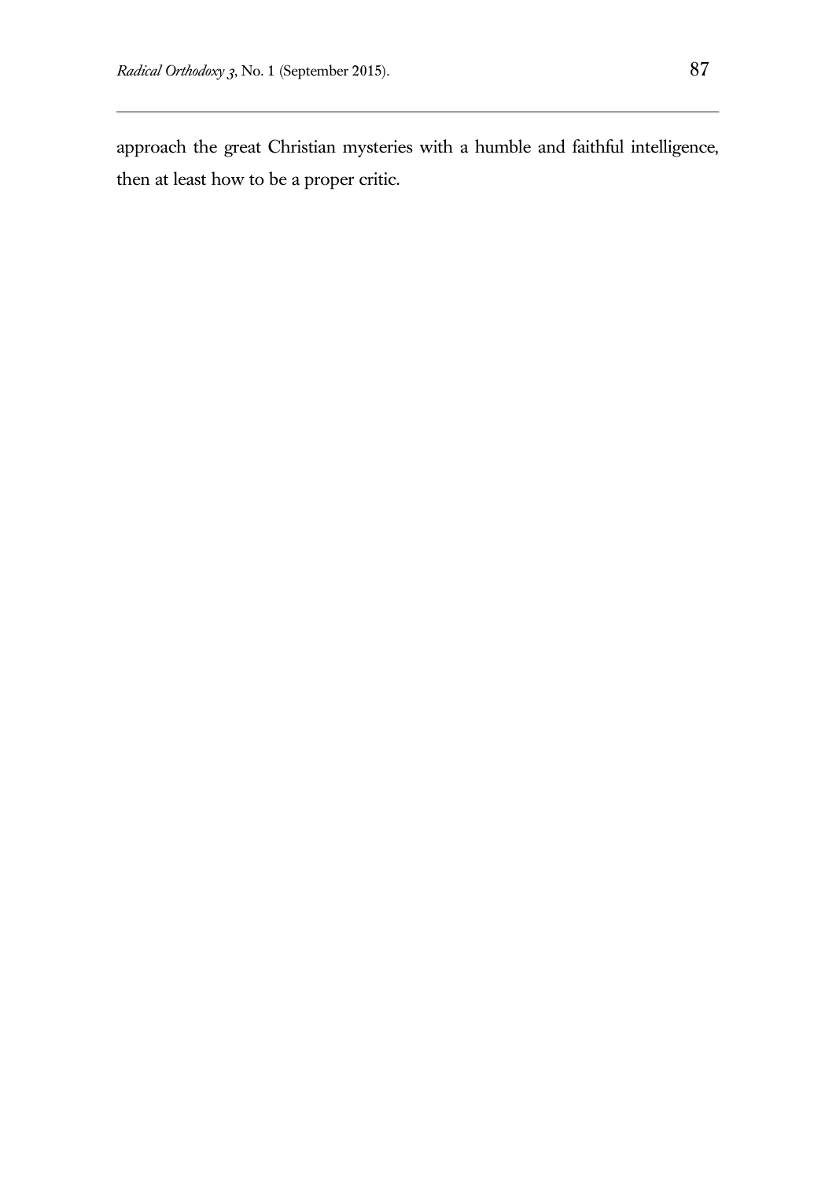approach the great Christian mysteries with a humble and faithful intelligence, then at least how to be a proper critic.